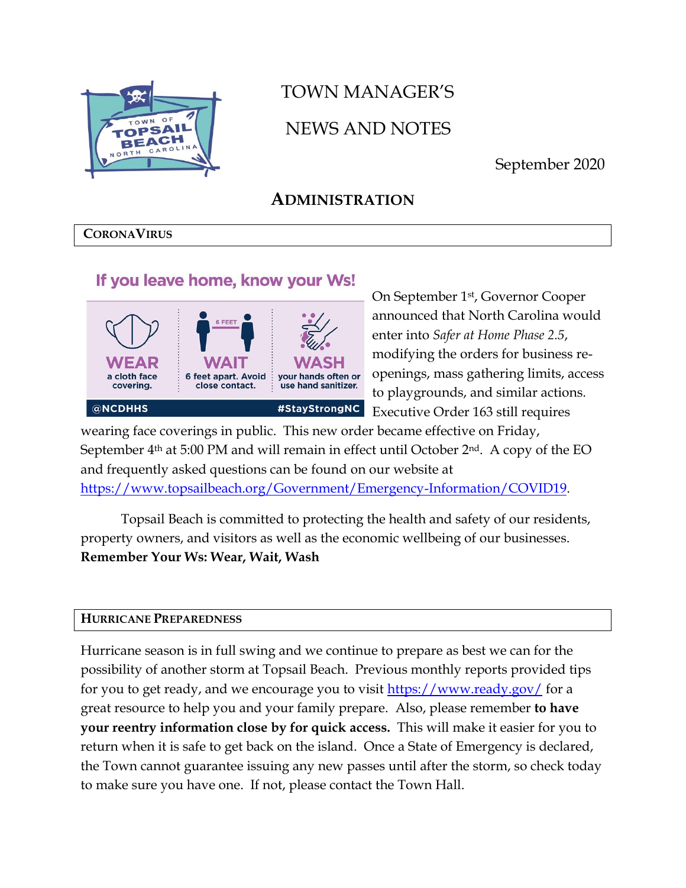# TOWN MANAGER'S

# NEWS AND NOTES

September 2020

## ADMINISTRATION

### CORONAVIRUS

If you leave home, know your Ws!

WEAR a cloth face covering.

WAIT 6 feet apart. Avoid close contact.

WASH your hands often or use hand sanitizer.

@NCDHHS #StayStrongNC

On September 1st, Governor Cooper announced that North Carolina would enter into *Safer at Home Phase 2.5*, modifying the orders for business re-openings, mass gathering limits, access to playgrounds, and similar actions. Executive Order 163 still requires wearing face coverings in public. This new order became effective on Friday, September 4th at 5:00 PM and will remain in effect until October 2nd. A copy of the EO and frequently asked questions can be found on our website at https://www.topsailbeach.org/Government/Emergency-Information/COVID19.

Topsail Beach is committed to protecting the health and safety of our residents, property owners, and visitors as well as the economic wellbeing of our businesses. **Remember Your Ws: Wear, Wait, Wash**

### HURRICANE PREPAREDNESS

Hurricane season is in full swing and we continue to prepare as best we can for the possibility of another storm at Topsail Beach. Previous monthly reports provided tips for you to get ready, and we encourage you to visit https://www.ready.gov/ for a great resource to help you and your family prepare. Also, please remember **to have your reentry information close by for quick access.** This will make it easier for you to return when it is safe to get back on the island. Once a State of Emergency is declared, the Town cannot guarantee issuing any new passes until after the storm, so check today to make sure you have one. If not, please contact the Town Hall.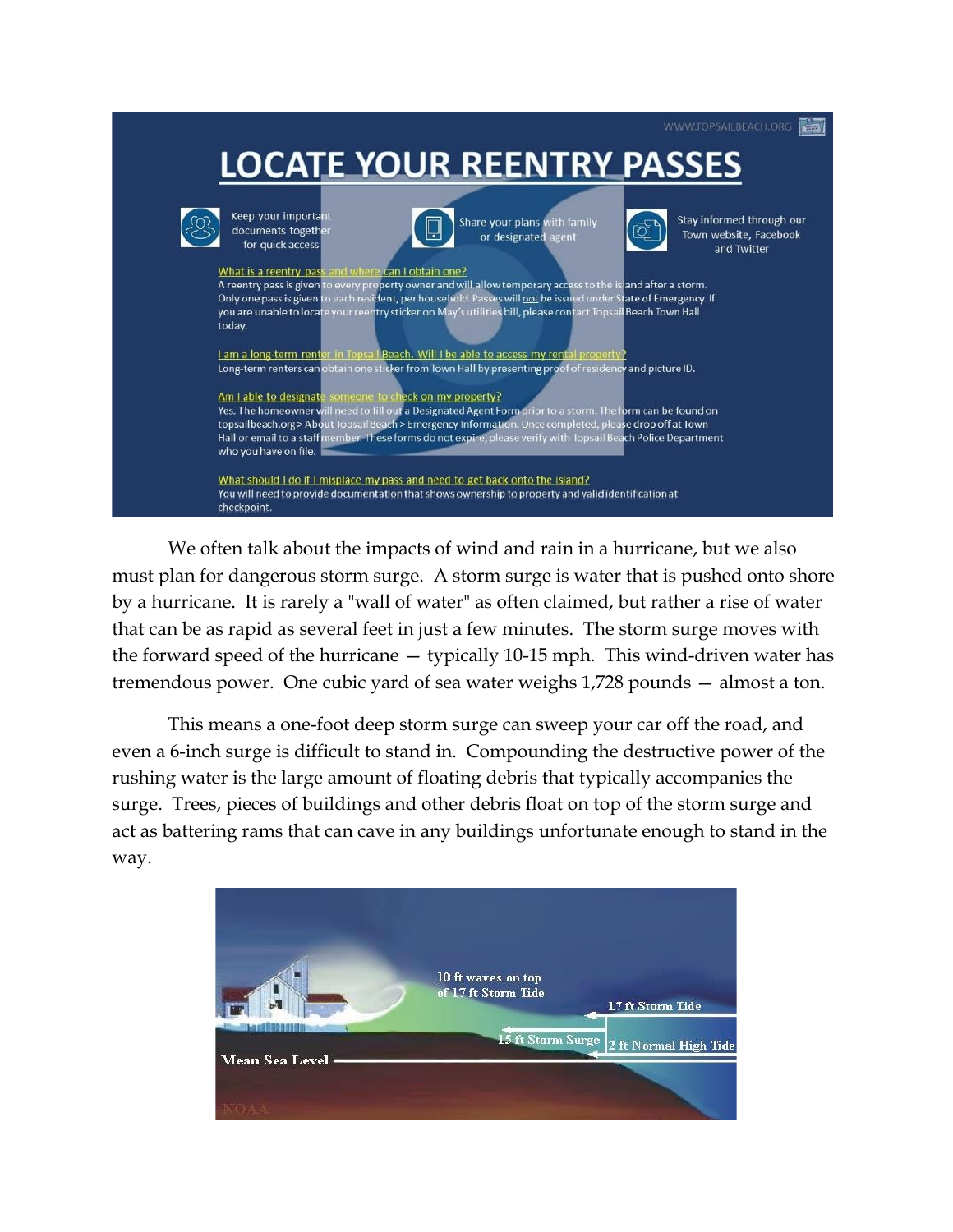WWW.TOPSAILBEACH.ORG

# LOCATE YOUR REENTRY PASSES

Keep your important documents together for quick access

Share your plans with family or designated agent

Stay informed through our Town website, Facebook and Twitter

**What is a reentry pass and where can I obtain one?**

A reentry pass is given to every property owner and will allow temporary access to the island after a storm. Only one pass is given to each resident, per household. Passes will not be issued under State of Emergency. If you are unable to locate your reentry sticker on May's utilities bill, please contact Topsail Beach Town Hall today.

**I am a long-term renter in Topsail Beach. Will I be able to access my rental property?**

Long-term renters can obtain one sticker from Town Hall by presenting proof of residency and picture ID.

**Am I able to designate someone to check on my property?**

Yes. The homeowner will need to fill out a Designated Agent Form prior to a storm. The form can be found on topsailbeach.org > About Topsail Beach > Emergency Information. Once completed, please drop off at Town Hall or email to a staff member. These forms do not expire, please verify with Topsail Beach Police Department who you have on file.

**What should I do if I misplace my pass and need to get back onto the island?**

You will need to provide documentation that shows ownership to property and valid identification at checkpoint.

We often talk about the impacts of wind and rain in a hurricane, but we also must plan for dangerous storm surge. A storm surge is water that is pushed onto shore by a hurricane. It is rarely a "wall of water" as often claimed, but rather a rise of water that can be as rapid as several feet in just a few minutes. The storm surge moves with the forward speed of the hurricane — typically 10-15 mph. This wind-driven water has tremendous power. One cubic yard of sea water weighs 1,728 pounds — almost a ton.

This means a one-foot deep storm surge can sweep your car off the road, and even a 6-inch surge is difficult to stand in. Compounding the destructive power of the rushing water is the large amount of floating debris that typically accompanies the surge. Trees, pieces of buildings and other debris float on top of the storm surge and act as battering rams that can cave in any buildings unfortunate enough to stand in the way.

10 ft waves on top of 17 ft Storm Tide

17 ft Storm Tide

15 ft Storm Surge

2 ft Normal High Tide

Mean Sea Level

NOAA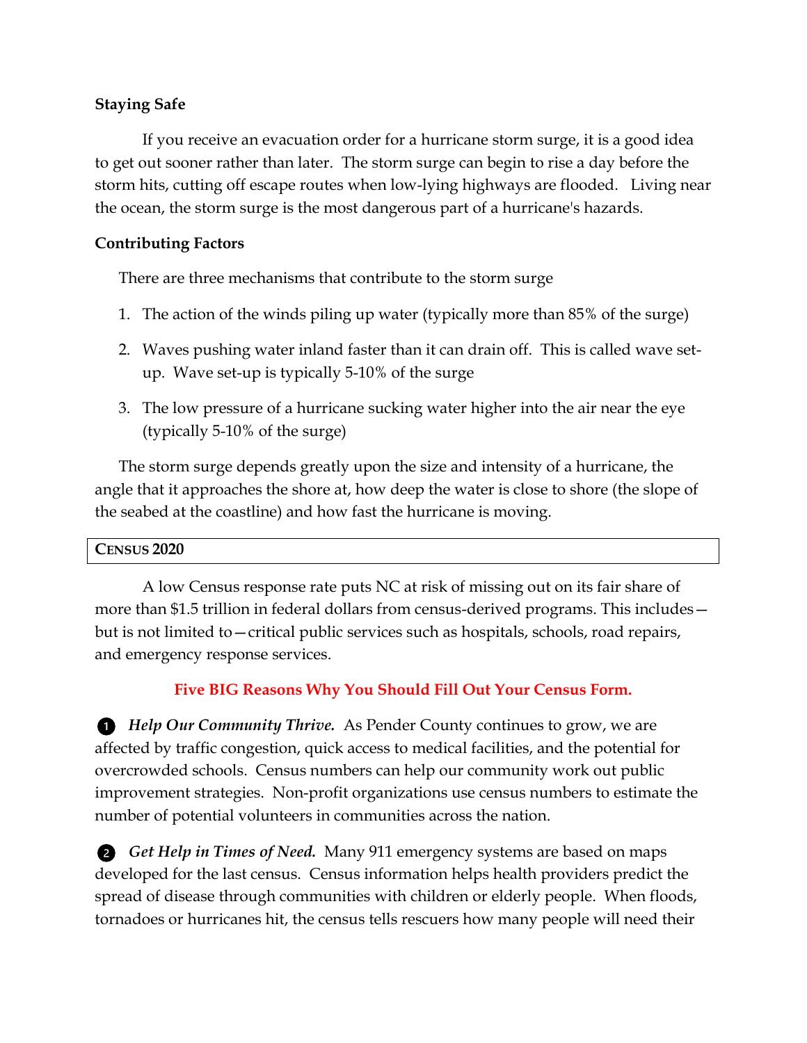**Staying Safe**

If you receive an evacuation order for a hurricane storm surge, it is a good idea to get out sooner rather than later. The storm surge can begin to rise a day before the storm hits, cutting off escape routes when low-lying highways are flooded. Living near the ocean, the storm surge is the most dangerous part of a hurricane's hazards.

**Contributing Factors**

There are three mechanisms that contribute to the storm surge

1. The action of the winds piling up water (typically more than 85% of the surge)
2. Waves pushing water inland faster than it can drain off. This is called wave set-up. Wave set-up is typically 5-10% of the surge
3. The low pressure of a hurricane sucking water higher into the air near the eye (typically 5-10% of the surge)

The storm surge depends greatly upon the size and intensity of a hurricane, the angle that it approaches the shore at, how deep the water is close to shore (the slope of the seabed at the coastline) and how fast the hurricane is moving.

## CENSUS 2020

A low Census response rate puts NC at risk of missing out on its fair share of more than $1.5 trillion in federal dollars from census-derived programs. This includes—but is not limited to—critical public services such as hospitals, schools, road repairs, and emergency response services.

**Five BIG Reasons Why You Should Fill Out Your Census Form.**

❶ ***Help Our Community Thrive.*** As Pender County continues to grow, we are affected by traffic congestion, quick access to medical facilities, and the potential for overcrowded schools. Census numbers can help our community work out public improvement strategies. Non-profit organizations use census numbers to estimate the number of potential volunteers in communities across the nation.

❷ ***Get Help in Times of Need.*** Many 911 emergency systems are based on maps developed for the last census. Census information helps health providers predict the spread of disease through communities with children or elderly people. When floods, tornadoes or hurricanes hit, the census tells rescuers how many people will need their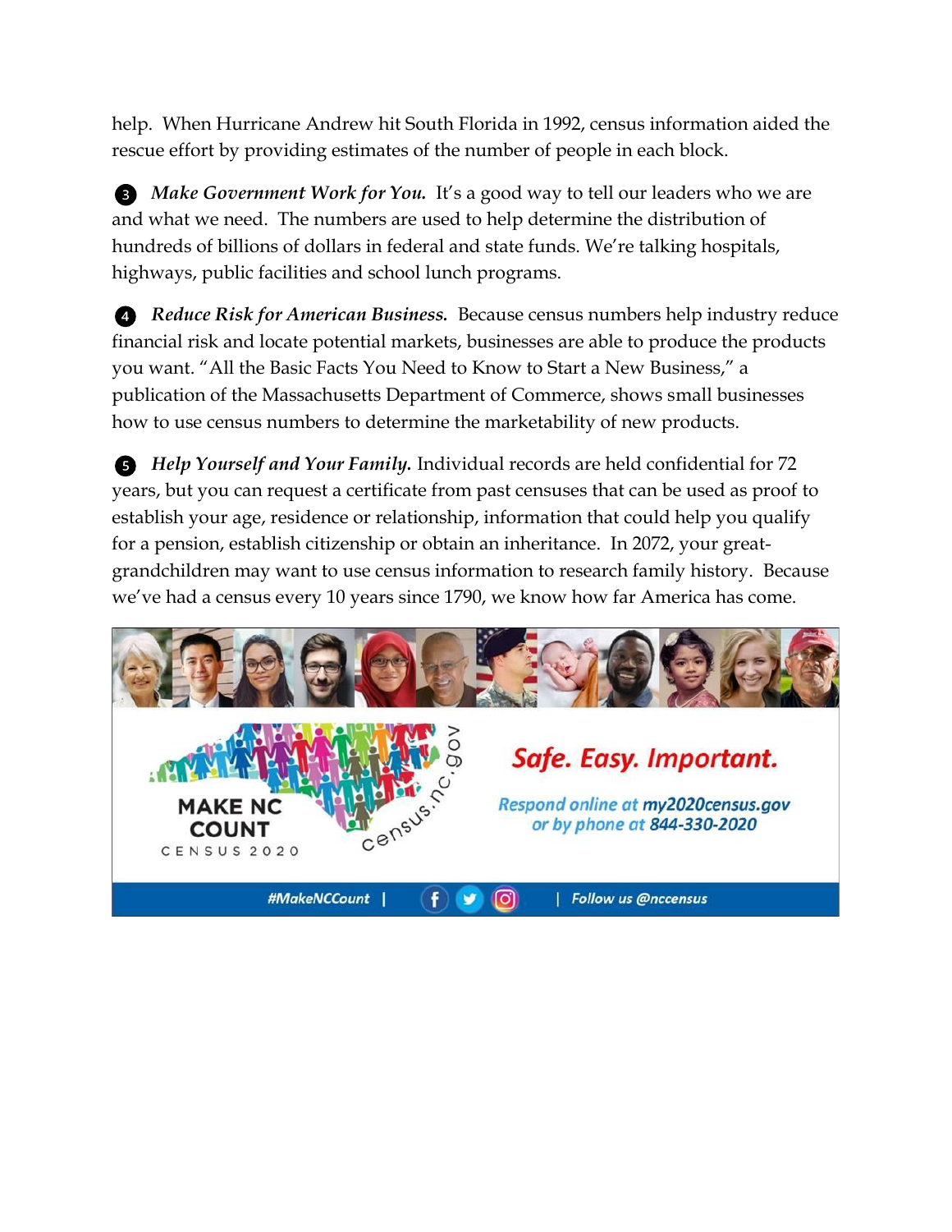help.  When Hurricane Andrew hit South Florida in 1992, census information aided the rescue effort by providing estimates of the number of people in each block.

3 ***Make Government Work for You.*** It's a good way to tell our leaders who we are and what we need.  The numbers are used to help determine the distribution of hundreds of billions of dollars in federal and state funds. We're talking hospitals, highways, public facilities and school lunch programs.

4 ***Reduce Risk for American Business.*** Because census numbers help industry reduce financial risk and locate potential markets, businesses are able to produce the products you want. "All the Basic Facts You Need to Know to Start a New Business," a publication of the Massachusetts Department of Commerce, shows small businesses how to use census numbers to determine the marketability of new products.

5 ***Help Yourself and Your Family.*** Individual records are held confidential for 72 years, but you can request a certificate from past censuses that can be used as proof to establish your age, residence or relationship, information that could help you qualify for a pension, establish citizenship or obtain an inheritance.  In 2072, your great-grandchildren may want to use census information to research family history.  Because we've had a census every 10 years since 1790, we know how far America has come.

MAKE NC COUNT
CENSUS 2020
census.nc.gov

**Safe. Easy. Important.**

*Respond online at* ***my2020census.gov***
*or by phone at* ***844-330-2020***

**#MakeNCCount** | *Follow us @nccensus*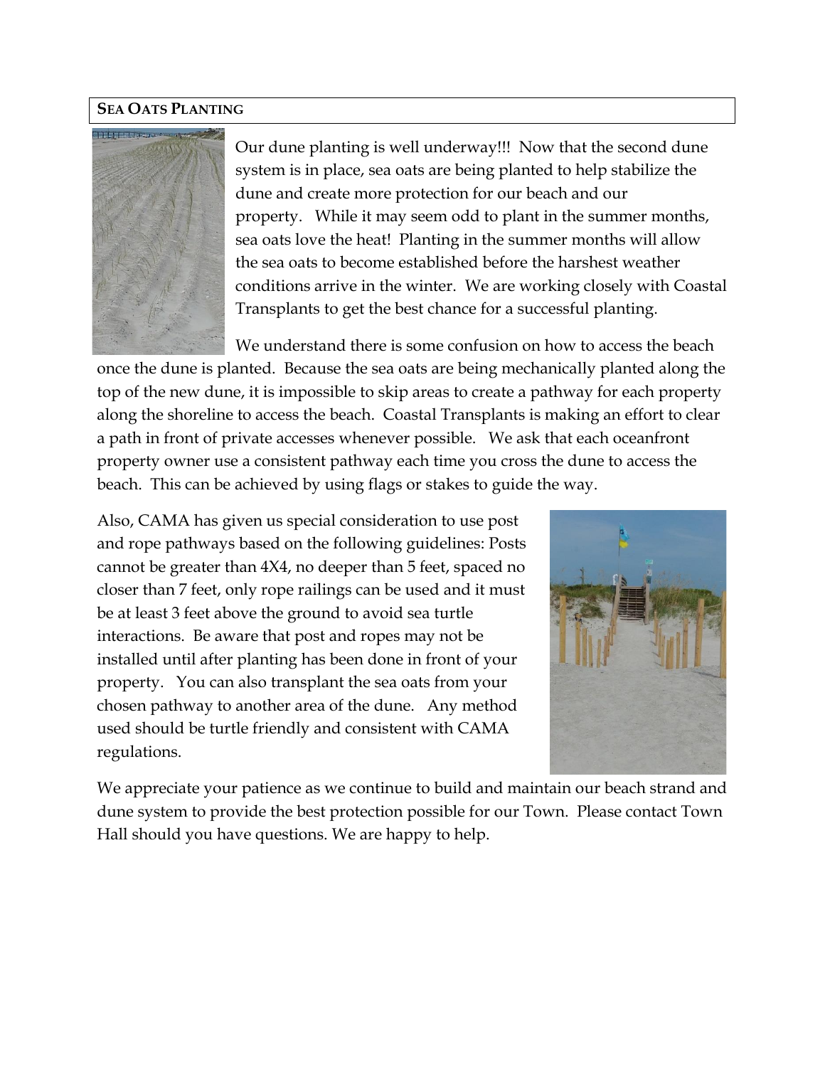## Sea Oats Planting

Our dune planting is well underway!!! Now that the second dune system is in place, sea oats are being planted to help stabilize the dune and create more protection for our beach and our property. While it may seem odd to plant in the summer months, sea oats love the heat! Planting in the summer months will allow the sea oats to become established before the harshest weather conditions arrive in the winter. We are working closely with Coastal Transplants to get the best chance for a successful planting.

We understand there is some confusion on how to access the beach once the dune is planted. Because the sea oats are being mechanically planted along the top of the new dune, it is impossible to skip areas to create a pathway for each property along the shoreline to access the beach. Coastal Transplants is making an effort to clear a path in front of private accesses whenever possible. We ask that each oceanfront property owner use a consistent pathway each time you cross the dune to access the beach. This can be achieved by using flags or stakes to guide the way.

Also, CAMA has given us special consideration to use post and rope pathways based on the following guidelines: Posts cannot be greater than 4X4, no deeper than 5 feet, spaced no closer than 7 feet, only rope railings can be used and it must be at least 3 feet above the ground to avoid sea turtle interactions. Be aware that post and ropes may not be installed until after planting has been done in front of your property. You can also transplant the sea oats from your chosen pathway to another area of the dune. Any method used should be turtle friendly and consistent with CAMA regulations.

We appreciate your patience as we continue to build and maintain our beach strand and dune system to provide the best protection possible for our Town. Please contact Town Hall should you have questions. We are happy to help.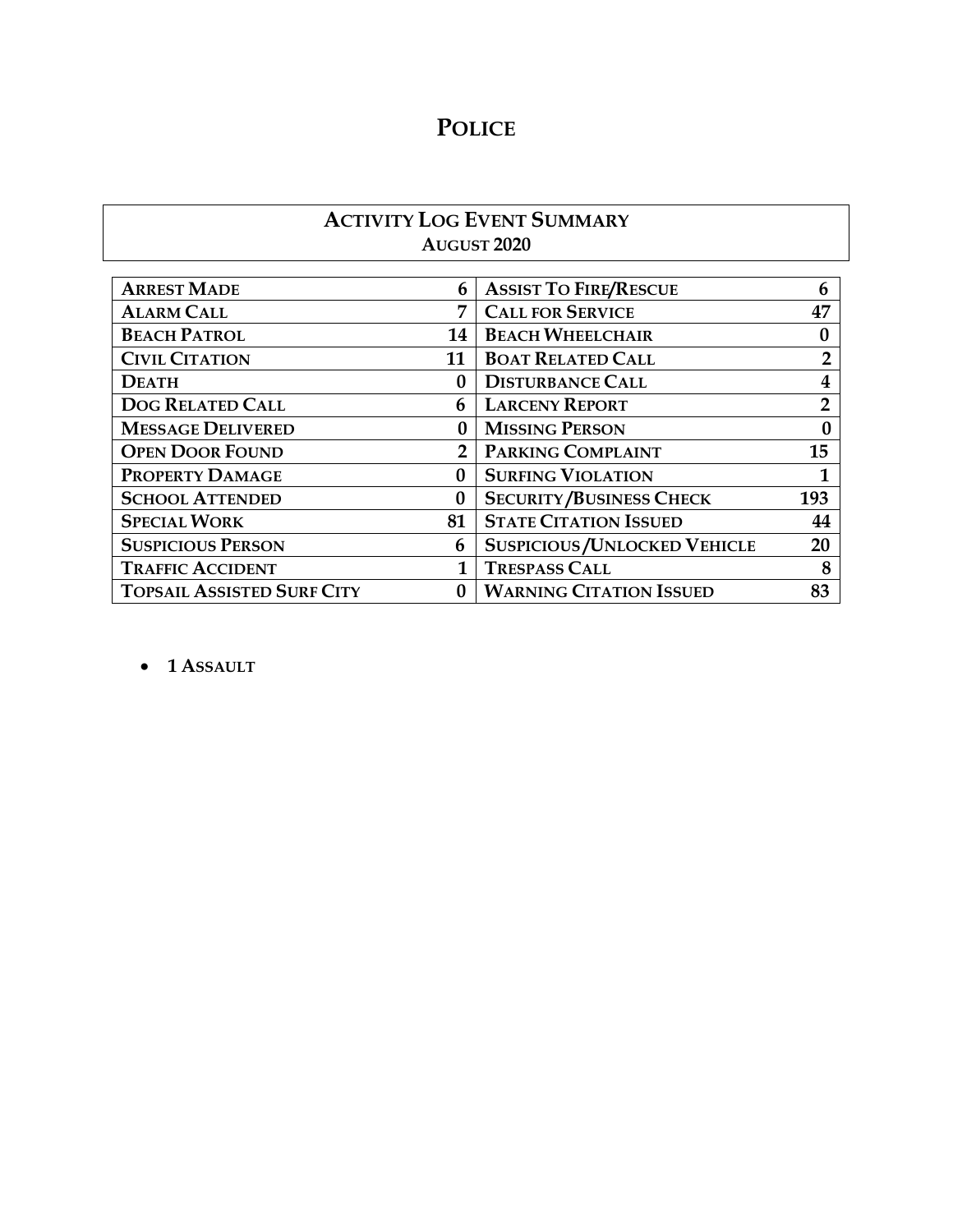# Police

## Activity Log Event Summary
### August 2020

| Arrest Made | 6 | Assist To Fire/Rescue | 6 |
|---|---|---|---|
| Alarm Call | 7 | Call for Service | 47 |
| Beach Patrol | 14 | Beach Wheelchair | 0 |
| Civil Citation | 11 | Boat Related Call | 2 |
| Death | 0 | Disturbance Call | 4 |
| Dog Related Call | 6 | Larceny Report | 2 |
| Message Delivered | 0 | Missing Person | 0 |
| Open Door Found | 2 | Parking Complaint | 15 |
| Property Damage | 0 | Surfing Violation | 1 |
| School Attended | 0 | Security/Business Check | 193 |
| Special Work | 81 | State Citation Issued | 44 |
| Suspicious Person | 6 | Suspicious/Unlocked Vehicle | 20 |
| Traffic Accident | 1 | Trespass Call | 8 |
| Topsail Assisted Surf City | 0 | Warning Citation Issued | 83 |

- **1 Assault**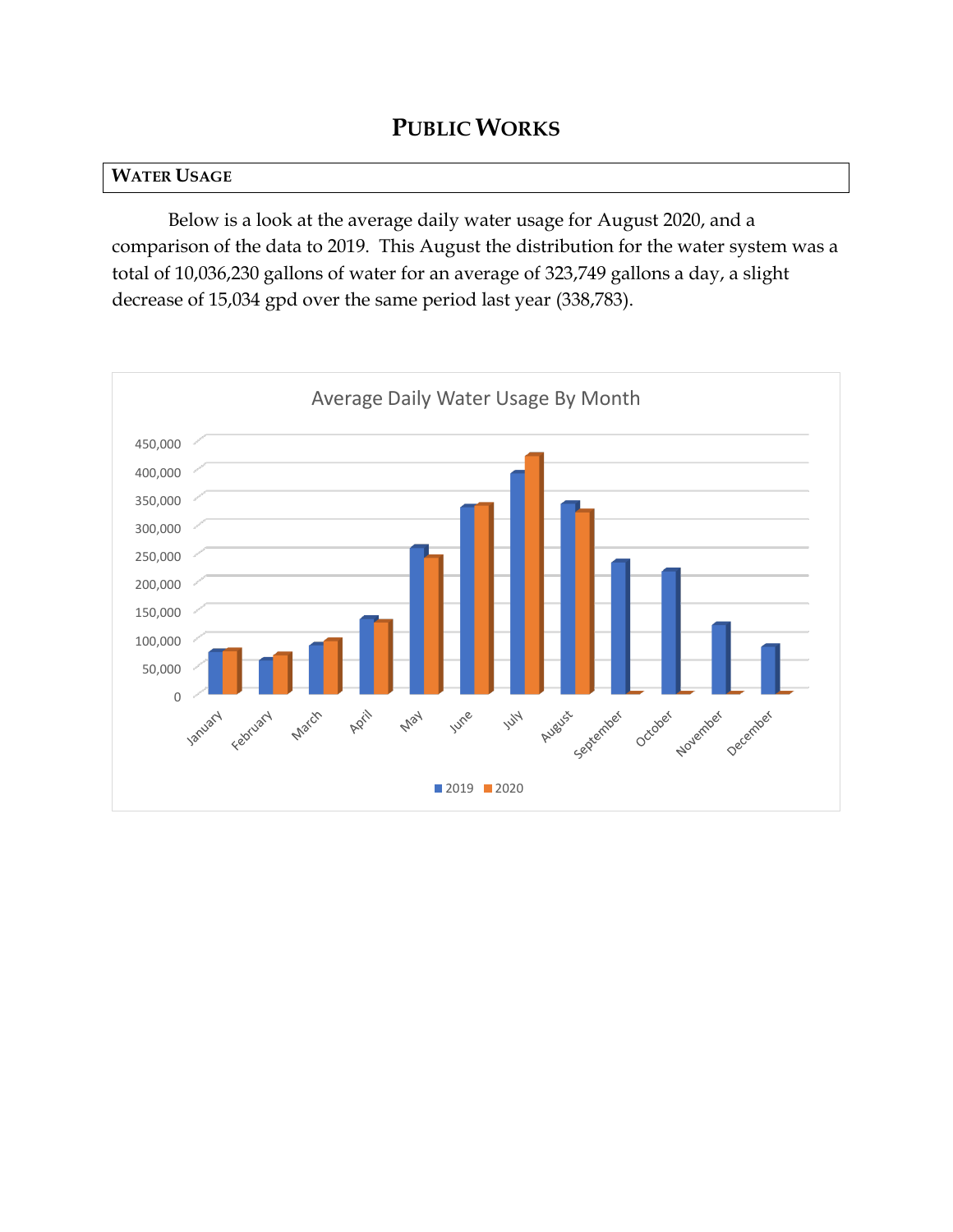# PUBLIC WORKS

## WATER USAGE

Below is a look at the average daily water usage for August 2020, and a comparison of the data to 2019. This August the distribution for the water system was a total of 10,036,230 gallons of water for an average of 323,749 gallons a day, a slight decrease of 15,034 gpd over the same period last year (338,783).

Average Daily Water Usage By Month

450,000
400,000
350,000
300,000
250,000
200,000
150,000
100,000
50,000
0

January February March April May June July August September October November December

■ 2019 ■ 2020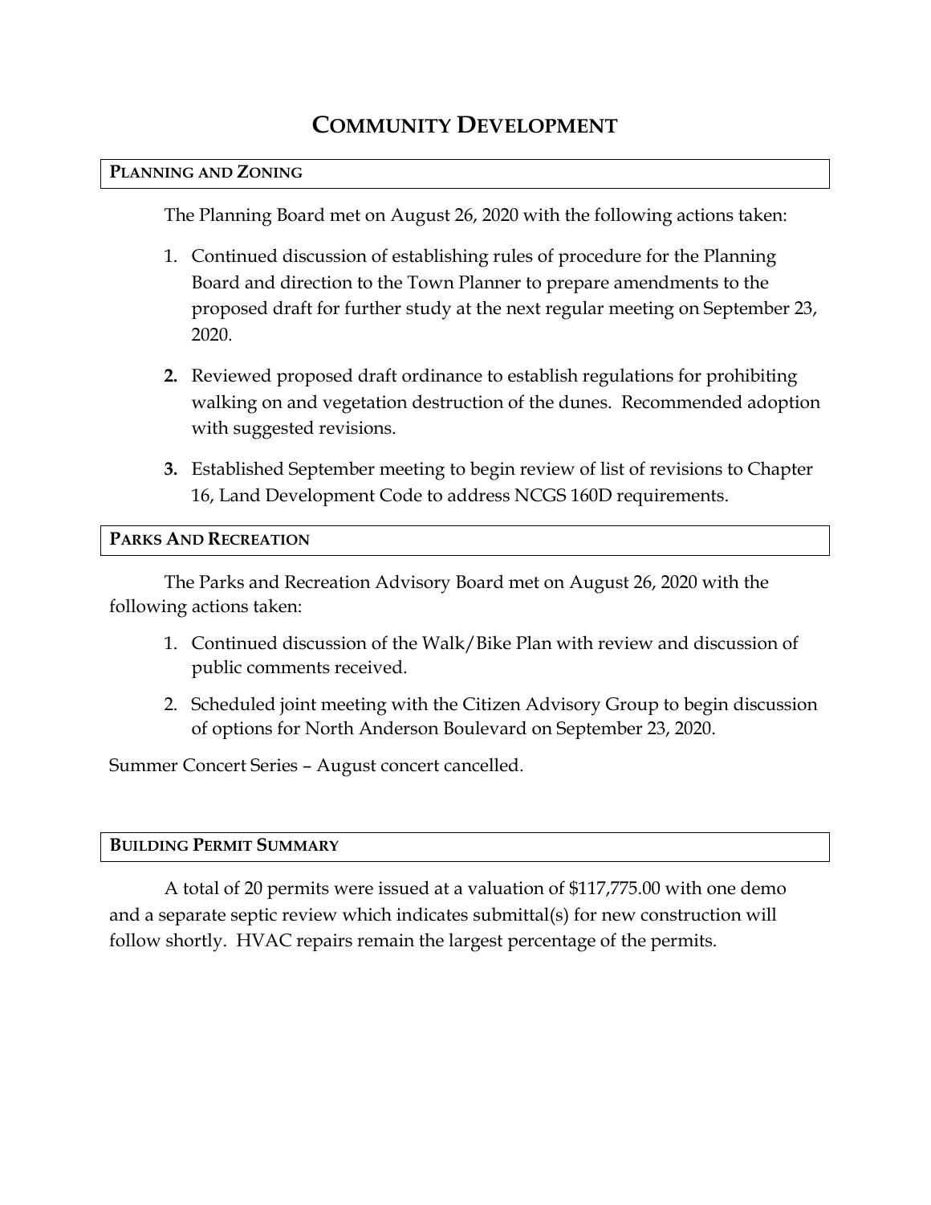# COMMUNITY DEVELOPMENT

## PLANNING AND ZONING

The Planning Board met on August 26, 2020 with the following actions taken:

1. Continued discussion of establishing rules of procedure for the Planning Board and direction to the Town Planner to prepare amendments to the proposed draft for further study at the next regular meeting on September 23, 2020.
2. Reviewed proposed draft ordinance to establish regulations for prohibiting walking on and vegetation destruction of the dunes. Recommended adoption with suggested revisions.
3. Established September meeting to begin review of list of revisions to Chapter 16, Land Development Code to address NCGS 160D requirements.

## PARKS AND RECREATION

The Parks and Recreation Advisory Board met on August 26, 2020 with the following actions taken:

1. Continued discussion of the Walk/Bike Plan with review and discussion of public comments received.
2. Scheduled joint meeting with the Citizen Advisory Group to begin discussion of options for North Anderson Boulevard on September 23, 2020.

Summer Concert Series – August concert cancelled.

## BUILDING PERMIT SUMMARY

A total of 20 permits were issued at a valuation of $117,775.00 with one demo and a separate septic review which indicates submittal(s) for new construction will follow shortly. HVAC repairs remain the largest percentage of the permits.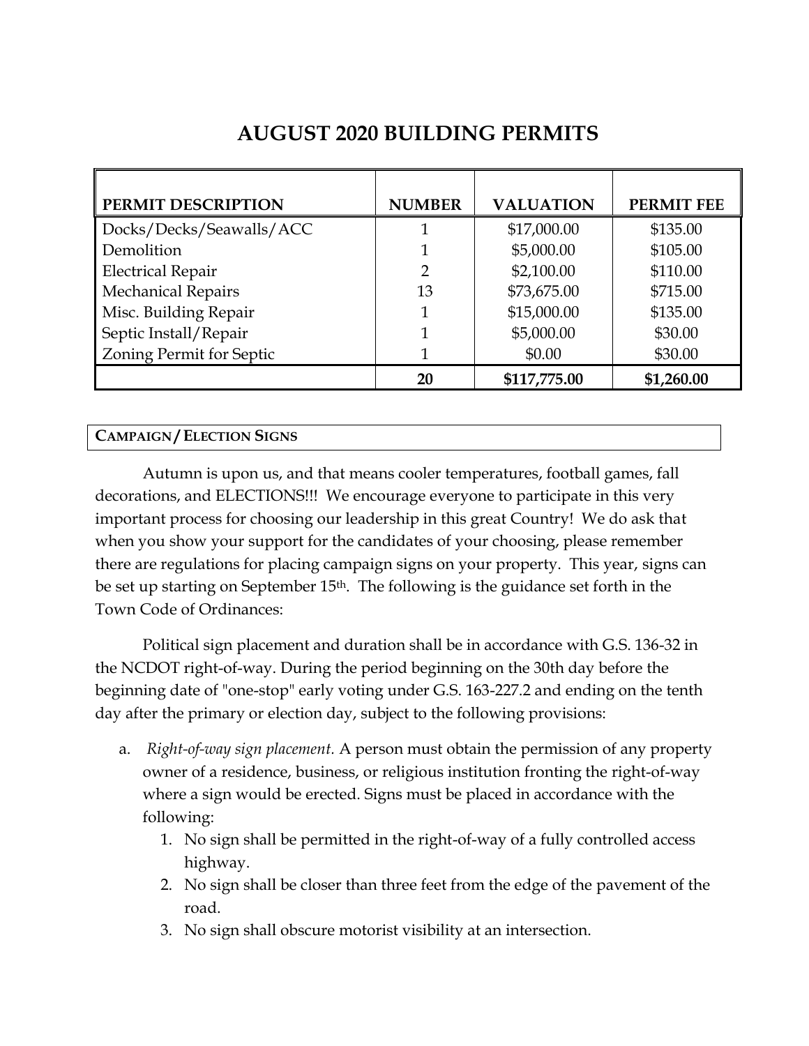# AUGUST 2020 BUILDING PERMITS

| PERMIT DESCRIPTION | NUMBER | VALUATION | PERMIT FEE |
|---|---|---|---|
| Docks/Decks/Seawalls/ACC | 1 | $17,000.00 | $135.00 |
| Demolition | 1 | $5,000.00 | $105.00 |
| Electrical Repair | 2 | $2,100.00 | $110.00 |
| Mechanical Repairs | 13 | $73,675.00 | $715.00 |
| Misc. Building Repair | 1 | $15,000.00 | $135.00 |
| Septic Install/Repair | 1 | $5,000.00 | $30.00 |
| Zoning Permit for Septic | 1 | $0.00 | $30.00 |
| | **20** | **$117,775.00** | **$1,260.00** |

## CAMPAIGN / ELECTION SIGNS

Autumn is upon us, and that means cooler temperatures, football games, fall decorations, and ELECTIONS!!! We encourage everyone to participate in this very important process for choosing our leadership in this great Country! We do ask that when you show your support for the candidates of your choosing, please remember there are regulations for placing campaign signs on your property. This year, signs can be set up starting on September 15th. The following is the guidance set forth in the Town Code of Ordinances:

Political sign placement and duration shall be in accordance with G.S. 136-32 in the NCDOT right-of-way. During the period beginning on the 30th day before the beginning date of "one-stop" early voting under G.S. 163-227.2 and ending on the tenth day after the primary or election day, subject to the following provisions:

a. *Right-of-way sign placement.* A person must obtain the permission of any property owner of a residence, business, or religious institution fronting the right-of-way where a sign would be erected. Signs must be placed in accordance with the following:

   1. No sign shall be permitted in the right-of-way of a fully controlled access highway.
   2. No sign shall be closer than three feet from the edge of the pavement of the road.
   3. No sign shall obscure motorist visibility at an intersection.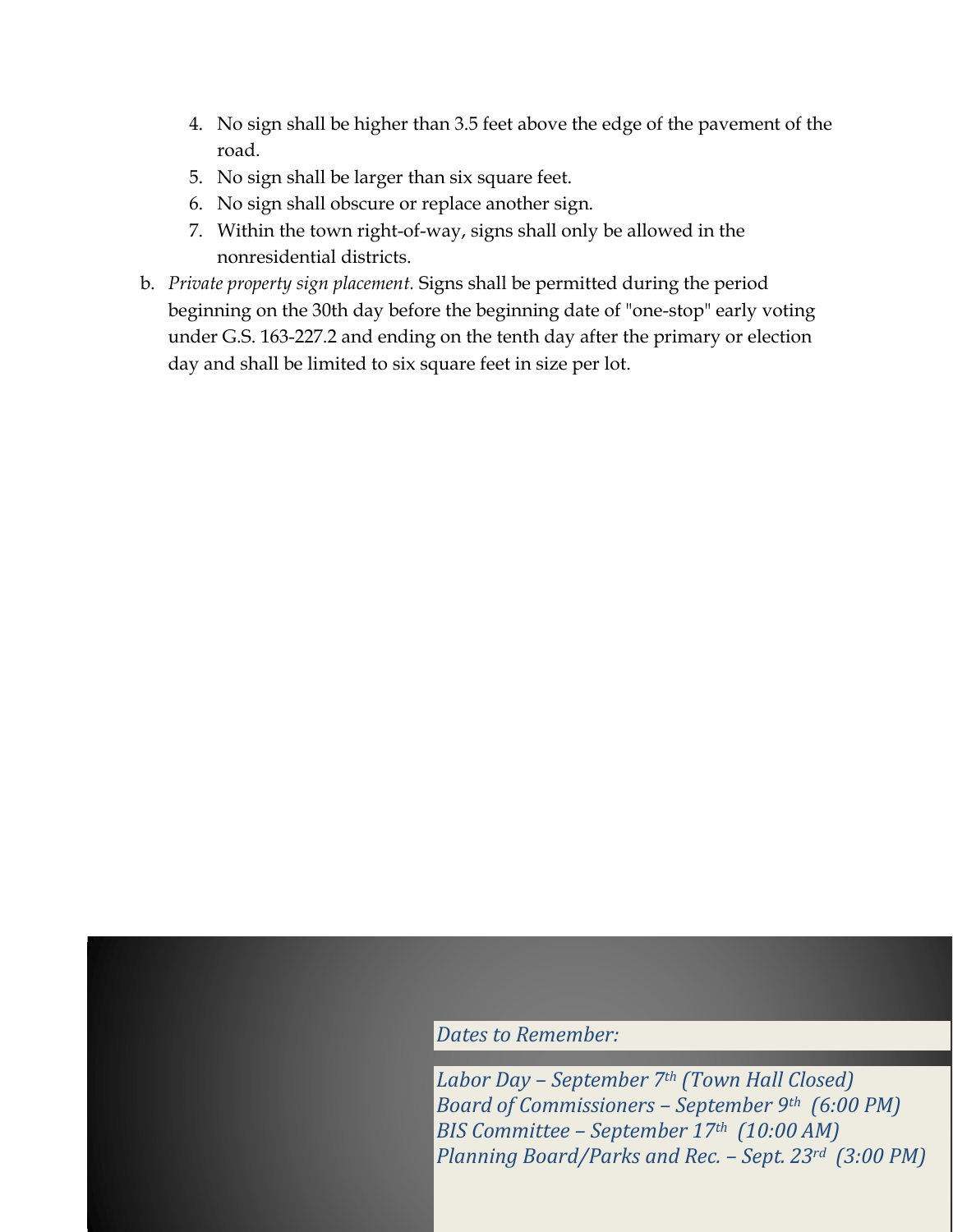4. No sign shall be higher than 3.5 feet above the edge of the pavement of the road.
5. No sign shall be larger than six square feet.
6. No sign shall obscure or replace another sign.
7. Within the town right-of-way, signs shall only be allowed in the nonresidential districts.

b. *Private property sign placement.* Signs shall be permitted during the period beginning on the 30th day before the beginning date of "one-stop" early voting under G.S. 163-227.2 and ending on the tenth day after the primary or election day and shall be limited to six square feet in size per lot.

*Dates to Remember:*

*Labor Day – September 7th (Town Hall Closed)*
*Board of Commissioners – September 9th (6:00 PM)*
*BIS Committee – September 17th (10:00 AM)*
*Planning Board/Parks and Rec. – Sept. 23rd (3:00 PM)*